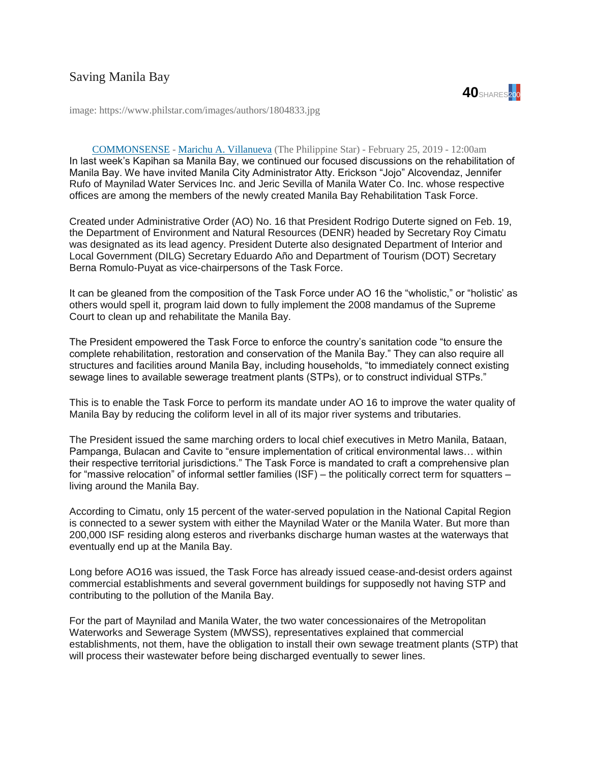# Saving Manila Bay

40 SHARES 200

image: https://www.philstar.com/images/authors/1804833.jpg

COMMONSENSE - Marichu A. Villanueva (The Philippine Star) - February 25, 2019 - 12:00am

In last week's Kapihan sa Manila Bay, we continued our focused discussions on the rehabilitation of Manila Bay. We have invited Manila City Administrator Atty. Erickson "Jojo" Alcovendaz, Jennifer Rufo of Maynilad Water Services Inc. and Jeric Sevilla of Manila Water Co. Inc. whose respective offices are among the members of the newly created Manila Bay Rehabilitation Task Force.

Created under Administrative Order (AO) No. 16 that President Rodrigo Duterte signed on Feb. 19, the Department of Environment and Natural Resources (DENR) headed by Secretary Roy Cimatu was designated as its lead agency. President Duterte also designated Department of Interior and Local Government (DILG) Secretary Eduardo Año and Department of Tourism (DOT) Secretary Berna Romulo-Puyat as vice-chairpersons of the Task Force.

It can be gleaned from the composition of the Task Force under AO 16 the "wholistic," or "holistic' as others would spell it, program laid down to fully implement the 2008 mandamus of the Supreme Court to clean up and rehabilitate the Manila Bay.

The President empowered the Task Force to enforce the country's sanitation code "to ensure the complete rehabilitation, restoration and conservation of the Manila Bay." They can also require all structures and facilities around Manila Bay, including households, "to immediately connect existing sewage lines to available sewerage treatment plants (STPs), or to construct individual STPs."

This is to enable the Task Force to perform its mandate under AO 16 to improve the water quality of Manila Bay by reducing the coliform level in all of its major river systems and tributaries.

The President issued the same marching orders to local chief executives in Metro Manila, Bataan, Pampanga, Bulacan and Cavite to "ensure implementation of critical environmental laws… within their respective territorial jurisdictions." The Task Force is mandated to craft a comprehensive plan for "massive relocation" of informal settler families (ISF) – the politically correct term for squatters – living around the Manila Bay.

According to Cimatu, only 15 percent of the water-served population in the National Capital Region is connected to a sewer system with either the Maynilad Water or the Manila Water. But more than 200,000 ISF residing along esteros and riverbanks discharge human wastes at the waterways that eventually end up at the Manila Bay.

Long before AO16 was issued, the Task Force has already issued cease-and-desist orders against commercial establishments and several government buildings for supposedly not having STP and contributing to the pollution of the Manila Bay.

For the part of Maynilad and Manila Water, the two water concessionaires of the Metropolitan Waterworks and Sewerage System (MWSS), representatives explained that commercial establishments, not them, have the obligation to install their own sewage treatment plants (STP) that will process their wastewater before being discharged eventually to sewer lines.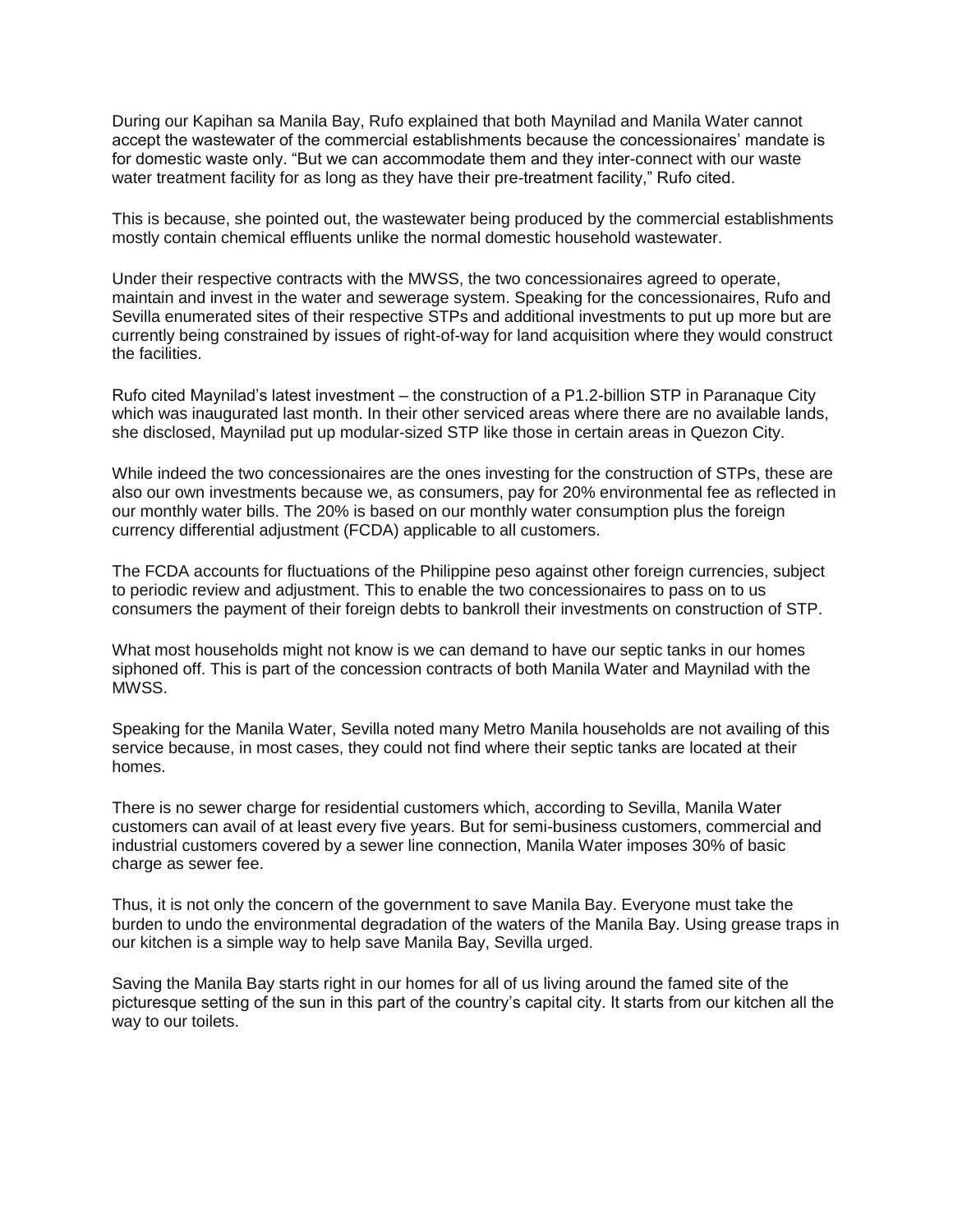During our Kapihan sa Manila Bay, Rufo explained that both Maynilad and Manila Water cannot accept the wastewater of the commercial establishments because the concessionaires' mandate is for domestic waste only. "But we can accommodate them and they inter-connect with our waste water treatment facility for as long as they have their pre-treatment facility," Rufo cited.

This is because, she pointed out, the wastewater being produced by the commercial establishments mostly contain chemical effluents unlike the normal domestic household wastewater.

Under their respective contracts with the MWSS, the two concessionaires agreed to operate, maintain and invest in the water and sewerage system. Speaking for the concessionaires, Rufo and Sevilla enumerated sites of their respective STPs and additional investments to put up more but are currently being constrained by issues of right-of-way for land acquisition where they would construct the facilities.

Rufo cited Maynilad's latest investment – the construction of a P1.2-billion STP in Paranaque City which was inaugurated last month. In their other serviced areas where there are no available lands, she disclosed, Maynilad put up modular-sized STP like those in certain areas in Quezon City.

While indeed the two concessionaires are the ones investing for the construction of STPs, these are also our own investments because we, as consumers, pay for 20% environmental fee as reflected in our monthly water bills. The 20% is based on our monthly water consumption plus the foreign currency differential adjustment (FCDA) applicable to all customers.

The FCDA accounts for fluctuations of the Philippine peso against other foreign currencies, subject to periodic review and adjustment. This to enable the two concessionaires to pass on to us consumers the payment of their foreign debts to bankroll their investments on construction of STP.

What most households might not know is we can demand to have our septic tanks in our homes siphoned off. This is part of the concession contracts of both Manila Water and Maynilad with the MWSS.

Speaking for the Manila Water, Sevilla noted many Metro Manila households are not availing of this service because, in most cases, they could not find where their septic tanks are located at their homes.

There is no sewer charge for residential customers which, according to Sevilla, Manila Water customers can avail of at least every five years. But for semi-business customers, commercial and industrial customers covered by a sewer line connection, Manila Water imposes 30% of basic charge as sewer fee.

Thus, it is not only the concern of the government to save Manila Bay. Everyone must take the burden to undo the environmental degradation of the waters of the Manila Bay. Using grease traps in our kitchen is a simple way to help save Manila Bay, Sevilla urged.

Saving the Manila Bay starts right in our homes for all of us living around the famed site of the picturesque setting of the sun in this part of the country's capital city. It starts from our kitchen all the way to our toilets.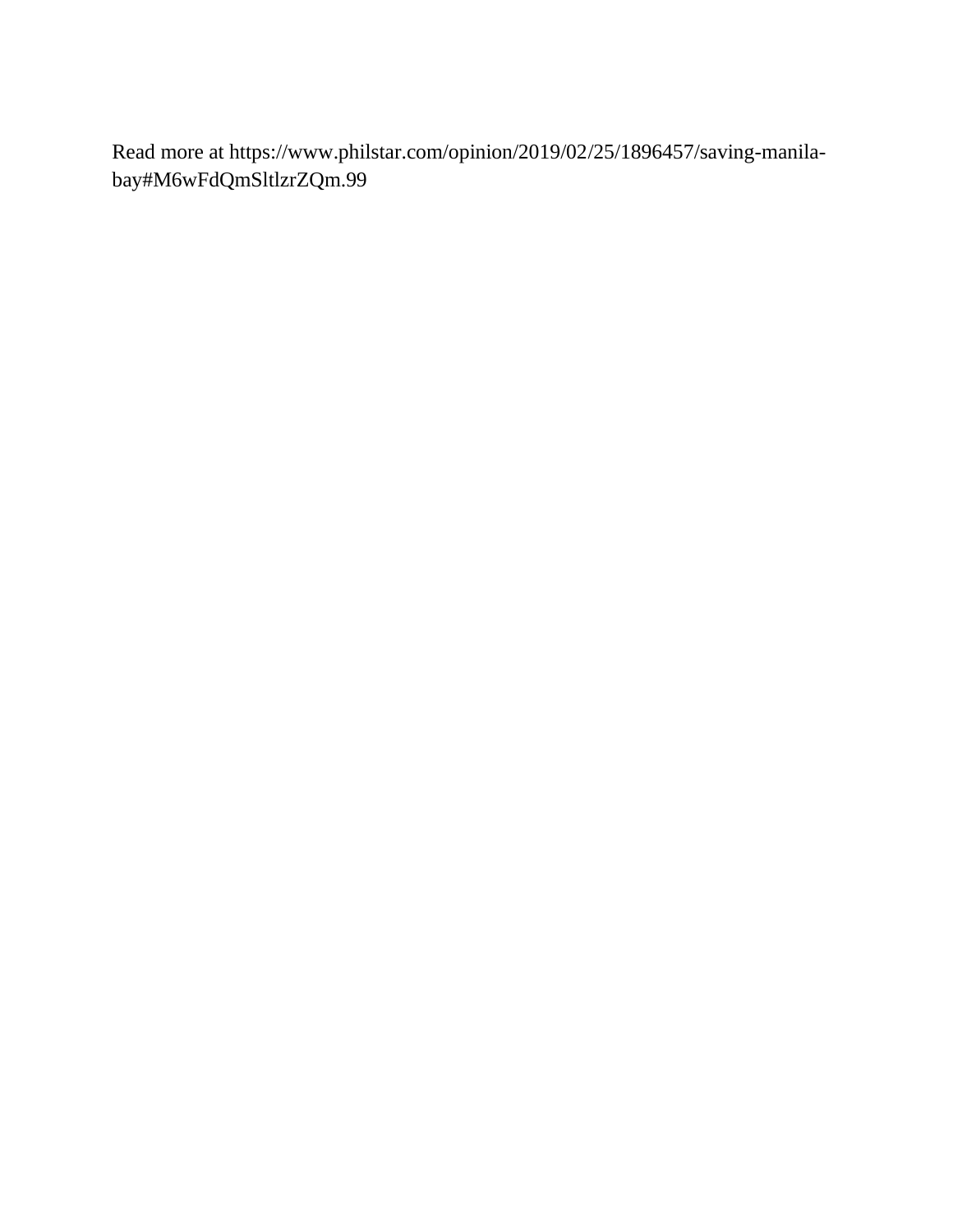Read more at https://www.philstar.com/opinion/2019/02/25/1896457/saving-manila-bay#M6wFdQmSltlzrZQm.99